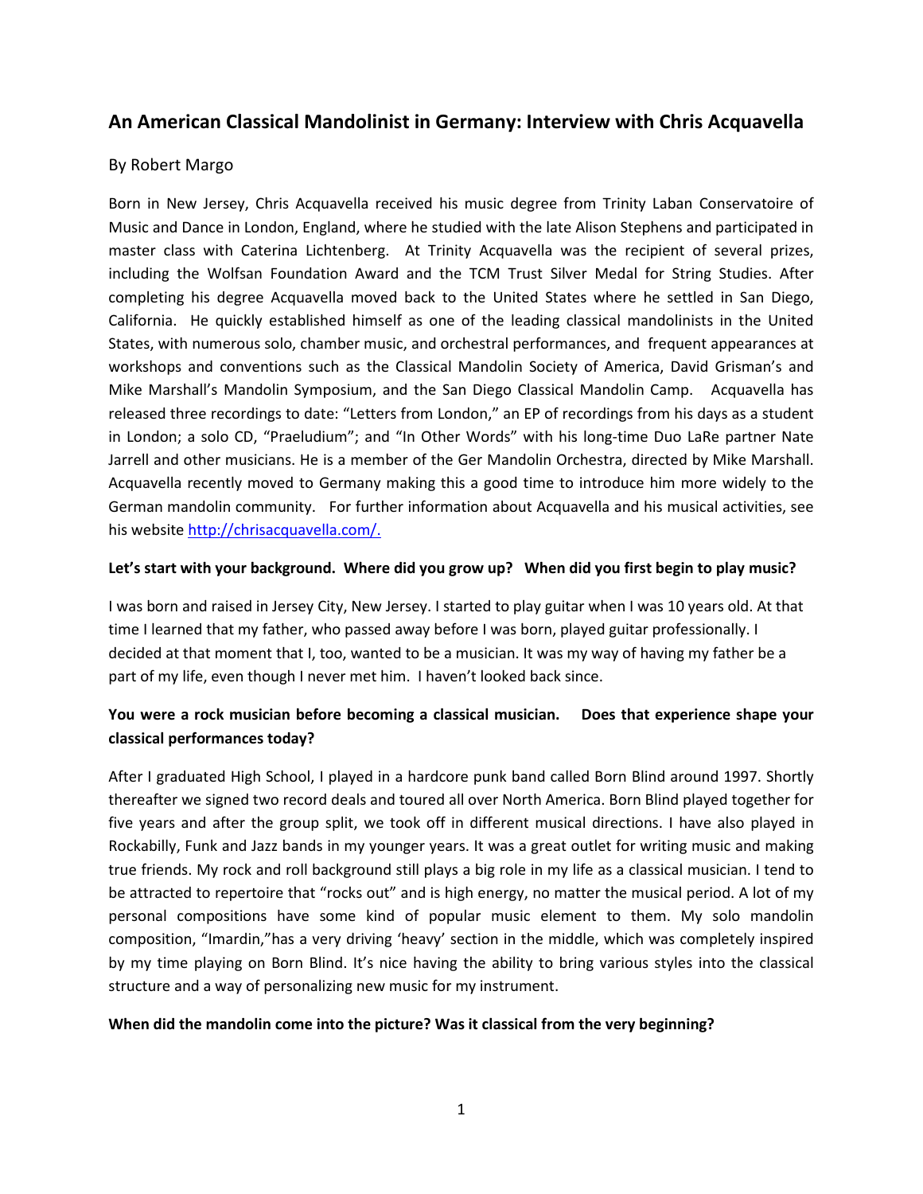## An American Classical Mandolinist in Germany: Interview with Chris Acquavella

By Robert Margo

Born in New Jersey, Chris Acquavella received his music degree from Trinity Laban Conservatoire of Music and Dance in London, England, where he studied with the late Alison Stephens and participated in master class with Caterina Lichtenberg. At Trinity Acquavella was the recipient of several prizes, including the Wolfsan Foundation Award and the TCM Trust Silver Medal for String Studies. After completing his degree Acquavella moved back to the United States where he settled in San Diego, California. He quickly established himself as one of the leading classical mandolinists in the United States, with numerous solo, chamber music, and orchestral performances, and frequent appearances at workshops and conventions such as the Classical Mandolin Society of America, David Grisman's and Mike Marshall's Mandolin Symposium, and the San Diego Classical Mandolin Camp. Acquavella has released three recordings to date: "Letters from London," an EP of recordings from his days as a student in London; a solo CD, "Praeludium"; and "In Other Words" with his long-time Duo LaRe partner Nate Jarrell and other musicians. He is a member of the Ger Mandolin Orchestra, directed by Mike Marshall. Acquavella recently moved to Germany making this a good time to introduce him more widely to the German mandolin community. For further information about Acquavella and his musical activities, see his website [http://chrisacquavella.com/.](http://chrisacquavella.com/)

**Let's start with your background. Where did you grow up? When did you first begin to play music?**

I was born and raised in Jersey City, New Jersey. I started to play guitar when I was 10 years old. At that time I learned that my father, who passed away before I was born, played guitar professionally. I decided at that moment that I, too, wanted to be a musician. It was my way of having my father be a part of my life, even though I never met him. I haven't looked back since.

**You were a rock musician before becoming a classical musician. Does that experience shape your classical performances today?**

After I graduated High School, I played in a hardcore punk band called Born Blind around 1997. Shortly thereafter we signed two record deals and toured all over North America. Born Blind played together for five years and after the group split, we took off in different musical directions. I have also played in Rockabilly, Funk and Jazz bands in my younger years. It was a great outlet for writing music and making true friends. My rock and roll background still plays a big role in my life as a classical musician. I tend to be attracted to repertoire that "rocks out" and is high energy, no matter the musical period. A lot of my personal compositions have some kind of popular music element to them. My solo mandolin composition, "Imardin,"has a very driving 'heavy' section in the middle, which was completely inspired by my time playing on Born Blind. It's nice having the ability to bring various styles into the classical structure and a way of personalizing new music for my instrument.

**When did the mandolin come into the picture? Was it classical from the very beginning?**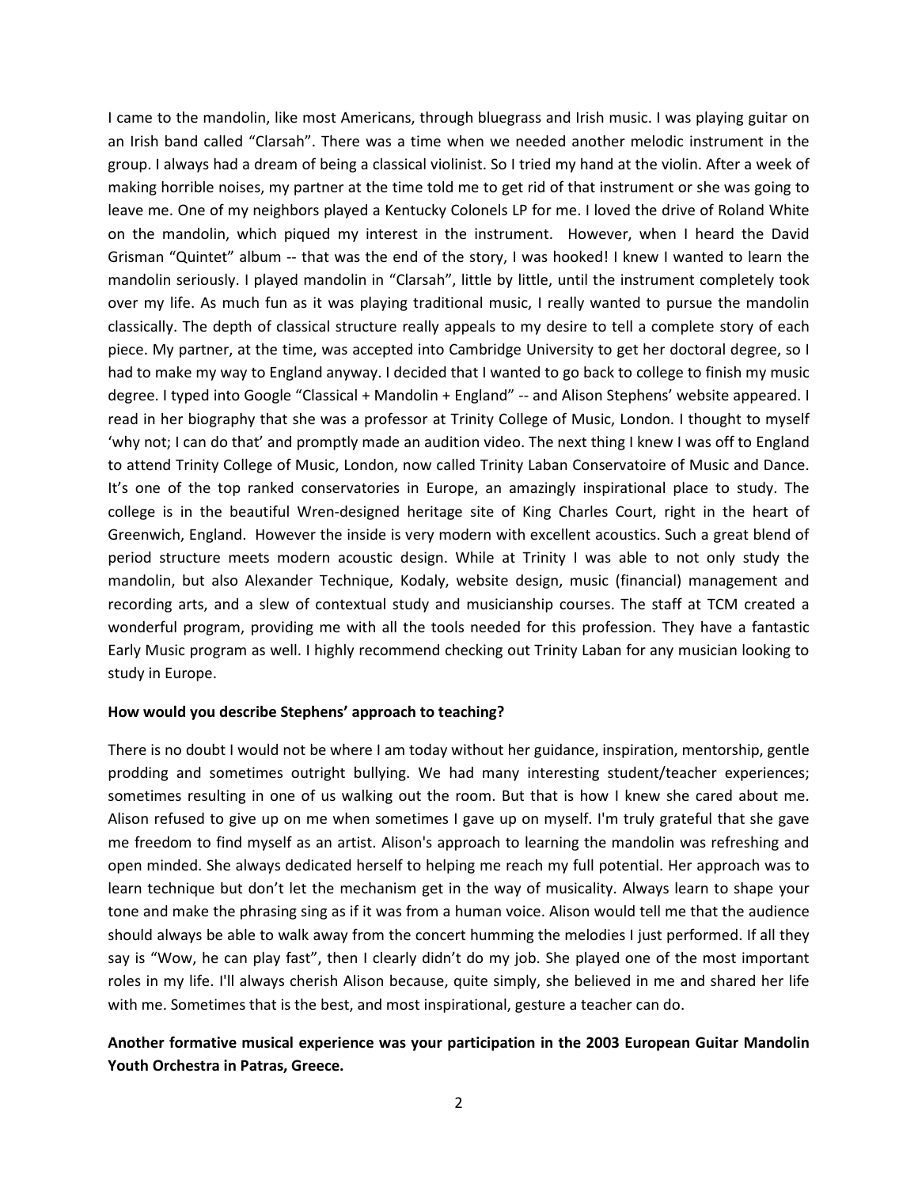I came to the mandolin, like most Americans, through bluegrass and Irish music. I was playing guitar on an Irish band called "Clarsah". There was a time when we needed another melodic instrument in the group. I always had a dream of being a classical violinist. So I tried my hand at the violin. After a week of making horrible noises, my partner at the time told me to get rid of that instrument or she was going to leave me. One of my neighbors played a Kentucky Colonels LP for me. I loved the drive of Roland White on the mandolin, which piqued my interest in the instrument. However, when I heard the David Grisman "Quintet" album -- that was the end of the story, I was hooked! I knew I wanted to learn the mandolin seriously. I played mandolin in "Clarsah", little by little, until the instrument completely took over my life. As much fun as it was playing traditional music, I really wanted to pursue the mandolin classically. The depth of classical structure really appeals to my desire to tell a complete story of each piece. My partner, at the time, was accepted into Cambridge University to get her doctoral degree, so I had to make my way to England anyway. I decided that I wanted to go back to college to finish my music degree. I typed into Google "Classical + Mandolin + England" -- and Alison Stephens' website appeared. I read in her biography that she was a professor at Trinity College of Music, London. I thought to myself 'why not; I can do that' and promptly made an audition video. The next thing I knew I was off to England to attend Trinity College of Music, London, now called Trinity Laban Conservatoire of Music and Dance. It's one of the top ranked conservatories in Europe, an amazingly inspirational place to study. The college is in the beautiful Wren-designed heritage site of King Charles Court, right in the heart of Greenwich, England. However the inside is very modern with excellent acoustics. Such a great blend of period structure meets modern acoustic design. While at Trinity I was able to not only study the mandolin, but also Alexander Technique, Kodaly, website design, music (financial) management and recording arts, and a slew of contextual study and musicianship courses. The staff at TCM created a wonderful program, providing me with all the tools needed for this profession. They have a fantastic Early Music program as well. I highly recommend checking out Trinity Laban for any musician looking to study in Europe.

**How would you describe Stephens' approach to teaching?**

There is no doubt I would not be where I am today without her guidance, inspiration, mentorship, gentle prodding and sometimes outright bullying. We had many interesting student/teacher experiences; sometimes resulting in one of us walking out the room. But that is how I knew she cared about me. Alison refused to give up on me when sometimes I gave up on myself. I'm truly grateful that she gave me freedom to find myself as an artist. Alison's approach to learning the mandolin was refreshing and open minded. She always dedicated herself to helping me reach my full potential. Her approach was to learn technique but don't let the mechanism get in the way of musicality. Always learn to shape your tone and make the phrasing sing as if it was from a human voice. Alison would tell me that the audience should always be able to walk away from the concert humming the melodies I just performed. If all they say is "Wow, he can play fast", then I clearly didn't do my job. She played one of the most important roles in my life. I'll always cherish Alison because, quite simply, she believed in me and shared her life with me. Sometimes that is the best, and most inspirational, gesture a teacher can do.

**Another formative musical experience was your participation in the 2003 European Guitar Mandolin Youth Orchestra in Patras, Greece.**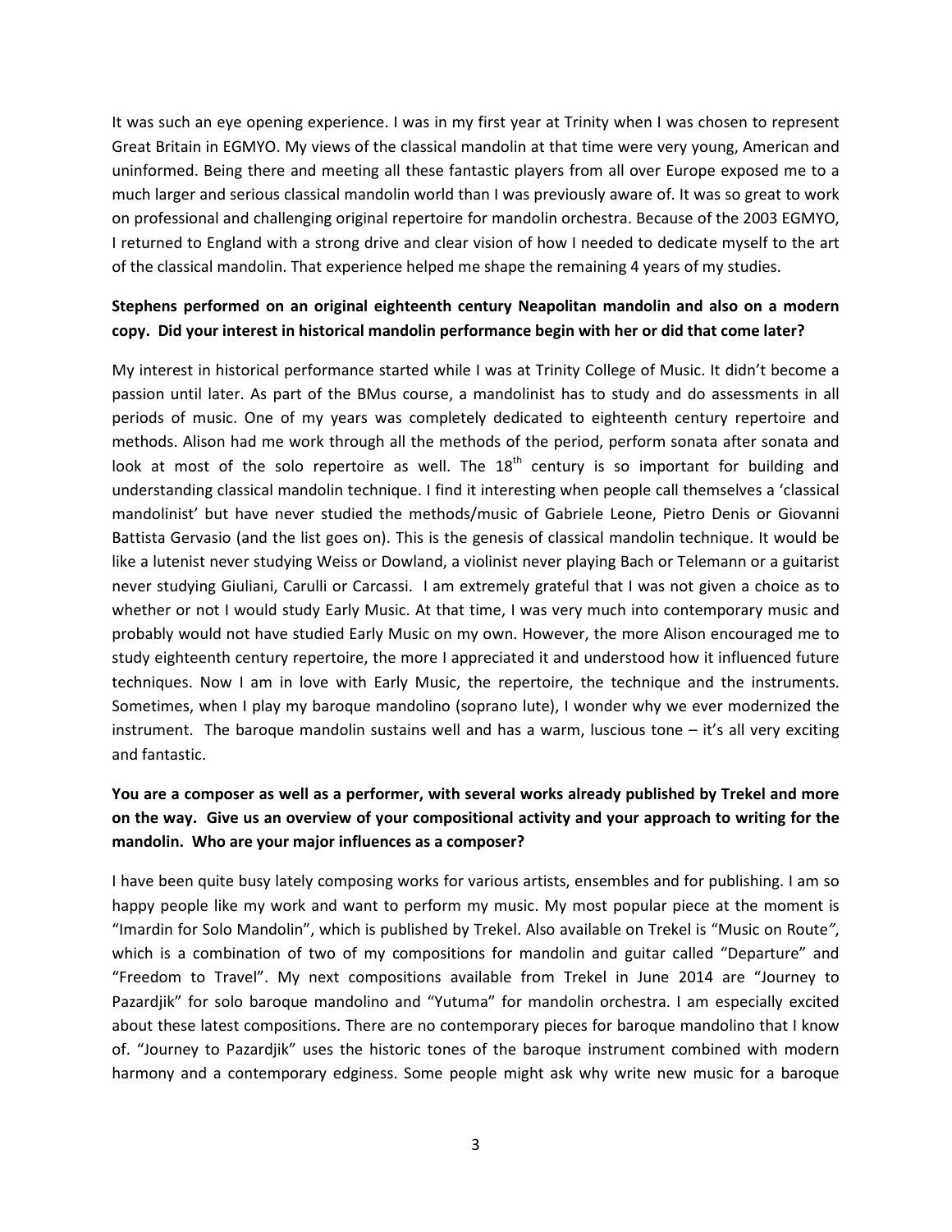It was such an eye opening experience. I was in my first year at Trinity when I was chosen to represent Great Britain in EGMYO. My views of the classical mandolin at that time were very young, American and uninformed. Being there and meeting all these fantastic players from all over Europe exposed me to a much larger and serious classical mandolin world than I was previously aware of. It was so great to work on professional and challenging original repertoire for mandolin orchestra. Because of the 2003 EGMYO, I returned to England with a strong drive and clear vision of how I needed to dedicate myself to the art of the classical mandolin. That experience helped me shape the remaining 4 years of my studies.

**Stephens performed on an original eighteenth century Neapolitan mandolin and also on a modern copy. Did your interest in historical mandolin performance begin with her or did that come later?**

My interest in historical performance started while I was at Trinity College of Music. It didn't become a passion until later. As part of the BMus course, a mandolinist has to study and do assessments in all periods of music. One of my years was completely dedicated to eighteenth century repertoire and methods. Alison had me work through all the methods of the period, perform sonata after sonata and look at most of the solo repertoire as well. The 18th century is so important for building and understanding classical mandolin technique. I find it interesting when people call themselves a 'classical mandolinist' but have never studied the methods/music of Gabriele Leone, Pietro Denis or Giovanni Battista Gervasio (and the list goes on). This is the genesis of classical mandolin technique. It would be like a lutenist never studying Weiss or Dowland, a violinist never playing Bach or Telemann or a guitarist never studying Giuliani, Carulli or Carcassi. I am extremely grateful that I was not given a choice as to whether or not I would study Early Music. At that time, I was very much into contemporary music and probably would not have studied Early Music on my own. However, the more Alison encouraged me to study eighteenth century repertoire, the more I appreciated it and understood how it influenced future techniques. Now I am in love with Early Music, the repertoire, the technique and the instruments. Sometimes, when I play my baroque mandolino (soprano lute), I wonder why we ever modernized the instrument. The baroque mandolin sustains well and has a warm, luscious tone – it's all very exciting and fantastic.

**You are a composer as well as a performer, with several works already published by Trekel and more on the way. Give us an overview of your compositional activity and your approach to writing for the mandolin. Who are your major influences as a composer?**

I have been quite busy lately composing works for various artists, ensembles and for publishing. I am so happy people like my work and want to perform my music. My most popular piece at the moment is "Imardin for Solo Mandolin", which is published by Trekel. Also available on Trekel is "Music on Route", which is a combination of two of my compositions for mandolin and guitar called "Departure" and "Freedom to Travel". My next compositions available from Trekel in June 2014 are "Journey to Pazardjik" for solo baroque mandolino and "Yutuma" for mandolin orchestra. I am especially excited about these latest compositions. There are no contemporary pieces for baroque mandolino that I know of. "Journey to Pazardjik" uses the historic tones of the baroque instrument combined with modern harmony and a contemporary edginess. Some people might ask why write new music for a baroque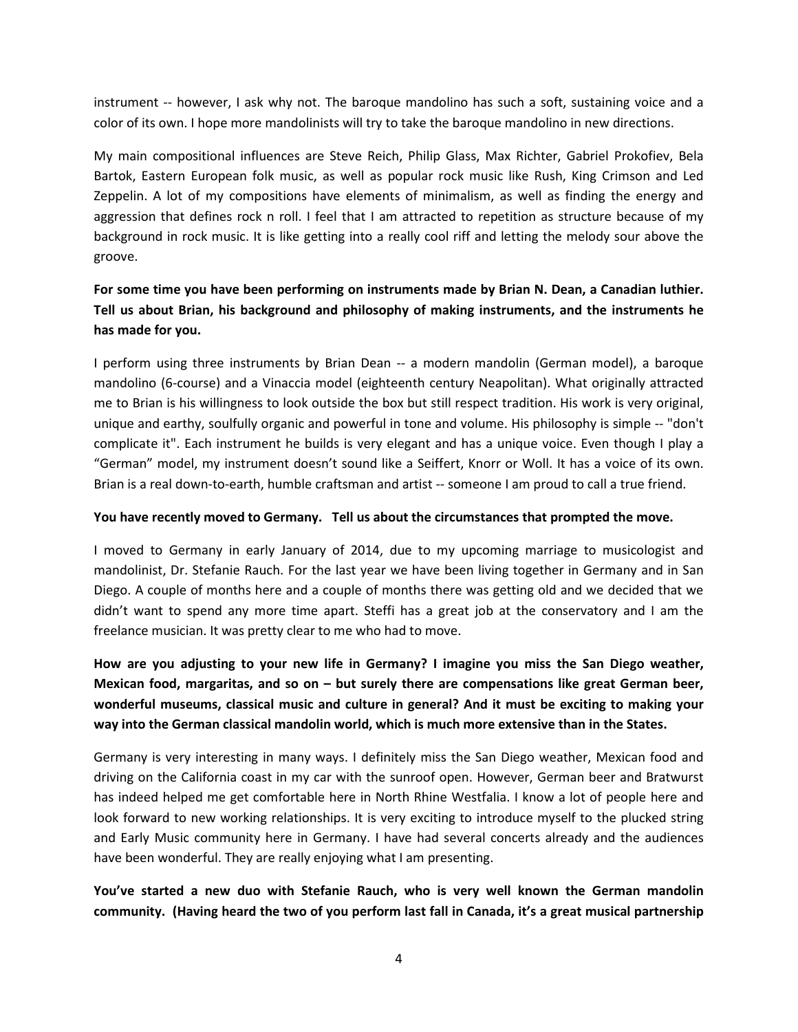instrument -- however, I ask why not. The baroque mandolino has such a soft, sustaining voice and a color of its own. I hope more mandolinists will try to take the baroque mandolino in new directions.

My main compositional influences are Steve Reich, Philip Glass, Max Richter, Gabriel Prokofiev, Bela Bartok, Eastern European folk music, as well as popular rock music like Rush, King Crimson and Led Zeppelin. A lot of my compositions have elements of minimalism, as well as finding the energy and aggression that defines rock n roll. I feel that I am attracted to repetition as structure because of my background in rock music. It is like getting into a really cool riff and letting the melody sour above the groove.

**For some time you have been performing on instruments made by Brian N. Dean, a Canadian luthier. Tell us about Brian, his background and philosophy of making instruments, and the instruments he has made for you.**

I perform using three instruments by Brian Dean -- a modern mandolin (German model), a baroque mandolino (6-course) and a Vinaccia model (eighteenth century Neapolitan). What originally attracted me to Brian is his willingness to look outside the box but still respect tradition. His work is very original, unique and earthy, soulfully organic and powerful in tone and volume. His philosophy is simple -- "don't complicate it". Each instrument he builds is very elegant and has a unique voice. Even though I play a "German" model, my instrument doesn't sound like a Seiffert, Knorr or Woll. It has a voice of its own. Brian is a real down-to-earth, humble craftsman and artist -- someone I am proud to call a true friend.

**You have recently moved to Germany. Tell us about the circumstances that prompted the move.**

I moved to Germany in early January of 2014, due to my upcoming marriage to musicologist and mandolinist, Dr. Stefanie Rauch. For the last year we have been living together in Germany and in San Diego. A couple of months here and a couple of months there was getting old and we decided that we didn't want to spend any more time apart. Steffi has a great job at the conservatory and I am the freelance musician. It was pretty clear to me who had to move.

**How are you adjusting to your new life in Germany? I imagine you miss the San Diego weather, Mexican food, margaritas, and so on – but surely there are compensations like great German beer, wonderful museums, classical music and culture in general? And it must be exciting to making your way into the German classical mandolin world, which is much more extensive than in the States.**

Germany is very interesting in many ways. I definitely miss the San Diego weather, Mexican food and driving on the California coast in my car with the sunroof open. However, German beer and Bratwurst has indeed helped me get comfortable here in North Rhine Westfalia. I know a lot of people here and look forward to new working relationships. It is very exciting to introduce myself to the plucked string and Early Music community here in Germany. I have had several concerts already and the audiences have been wonderful. They are really enjoying what I am presenting.

**You've started a new duo with Stefanie Rauch, who is very well known the German mandolin community. (Having heard the two of you perform last fall in Canada, it's a great musical partnership**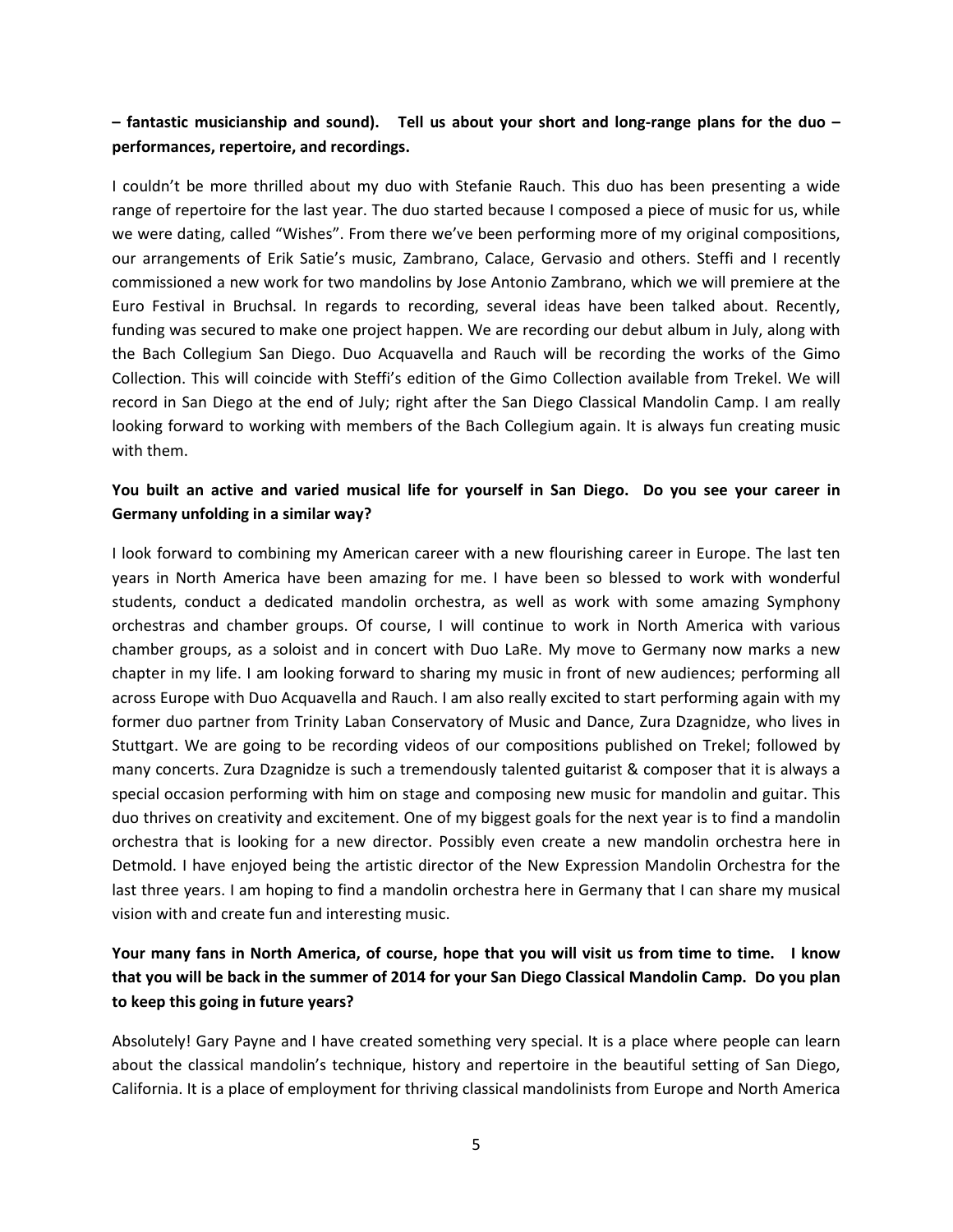**– fantastic musicianship and sound). Tell us about your short and long-range plans for the duo – performances, repertoire, and recordings.**

I couldn't be more thrilled about my duo with Stefanie Rauch. This duo has been presenting a wide range of repertoire for the last year. The duo started because I composed a piece of music for us, while we were dating, called "Wishes". From there we've been performing more of my original compositions, our arrangements of Erik Satie's music, Zambrano, Calace, Gervasio and others. Steffi and I recently commissioned a new work for two mandolins by Jose Antonio Zambrano, which we will premiere at the Euro Festival in Bruchsal. In regards to recording, several ideas have been talked about. Recently, funding was secured to make one project happen. We are recording our debut album in July, along with the Bach Collegium San Diego. Duo Acquavella and Rauch will be recording the works of the Gimo Collection. This will coincide with Steffi's edition of the Gimo Collection available from Trekel. We will record in San Diego at the end of July; right after the San Diego Classical Mandolin Camp. I am really looking forward to working with members of the Bach Collegium again. It is always fun creating music with them.

**You built an active and varied musical life for yourself in San Diego. Do you see your career in Germany unfolding in a similar way?**

I look forward to combining my American career with a new flourishing career in Europe. The last ten years in North America have been amazing for me. I have been so blessed to work with wonderful students, conduct a dedicated mandolin orchestra, as well as work with some amazing Symphony orchestras and chamber groups. Of course, I will continue to work in North America with various chamber groups, as a soloist and in concert with Duo LaRe. My move to Germany now marks a new chapter in my life. I am looking forward to sharing my music in front of new audiences; performing all across Europe with Duo Acquavella and Rauch. I am also really excited to start performing again with my former duo partner from Trinity Laban Conservatory of Music and Dance, Zura Dzagnidze, who lives in Stuttgart. We are going to be recording videos of our compositions published on Trekel; followed by many concerts. Zura Dzagnidze is such a tremendously talented guitarist & composer that it is always a special occasion performing with him on stage and composing new music for mandolin and guitar. This duo thrives on creativity and excitement. One of my biggest goals for the next year is to find a mandolin orchestra that is looking for a new director. Possibly even create a new mandolin orchestra here in Detmold. I have enjoyed being the artistic director of the New Expression Mandolin Orchestra for the last three years. I am hoping to find a mandolin orchestra here in Germany that I can share my musical vision with and create fun and interesting music.

**Your many fans in North America, of course, hope that you will visit us from time to time. I know that you will be back in the summer of 2014 for your San Diego Classical Mandolin Camp. Do you plan to keep this going in future years?**

Absolutely! Gary Payne and I have created something very special. It is a place where people can learn about the classical mandolin's technique, history and repertoire in the beautiful setting of San Diego, California. It is a place of employment for thriving classical mandolinists from Europe and North America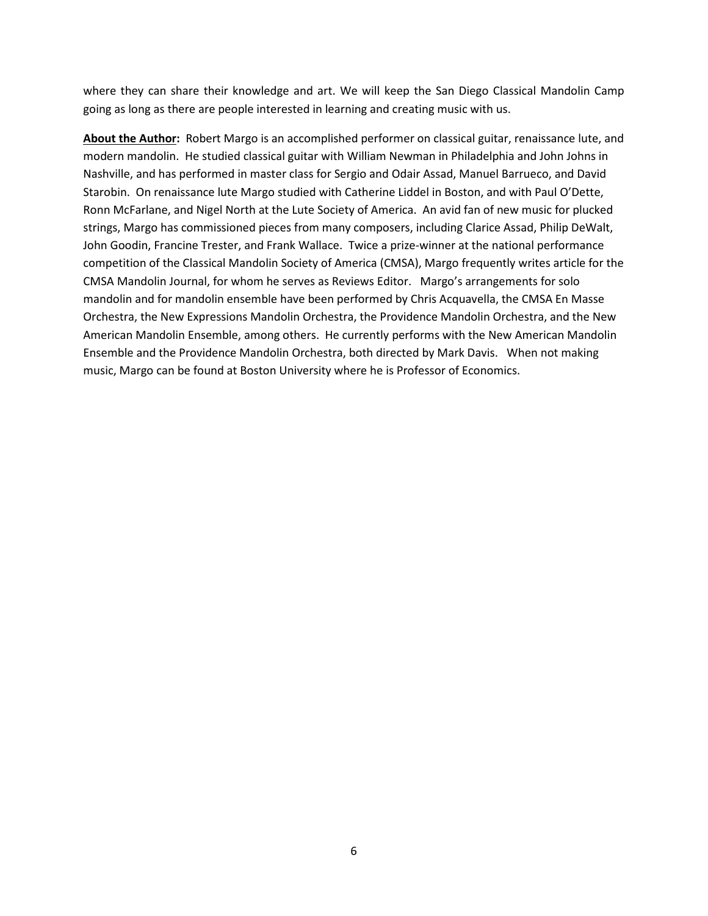where they can share their knowledge and art. We will keep the San Diego Classical Mandolin Camp going as long as there are people interested in learning and creating music with us.

**About the Author:** Robert Margo is an accomplished performer on classical guitar, renaissance lute, and modern mandolin. He studied classical guitar with William Newman in Philadelphia and John Johns in Nashville, and has performed in master class for Sergio and Odair Assad, Manuel Barrueco, and David Starobin. On renaissance lute Margo studied with Catherine Liddel in Boston, and with Paul O'Dette, Ronn McFarlane, and Nigel North at the Lute Society of America. An avid fan of new music for plucked strings, Margo has commissioned pieces from many composers, including Clarice Assad, Philip DeWalt, John Goodin, Francine Trester, and Frank Wallace. Twice a prize-winner at the national performance competition of the Classical Mandolin Society of America (CMSA), Margo frequently writes article for the CMSA Mandolin Journal, for whom he serves as Reviews Editor. Margo's arrangements for solo mandolin and for mandolin ensemble have been performed by Chris Acquavella, the CMSA En Masse Orchestra, the New Expressions Mandolin Orchestra, the Providence Mandolin Orchestra, and the New American Mandolin Ensemble, among others. He currently performs with the New American Mandolin Ensemble and the Providence Mandolin Orchestra, both directed by Mark Davis. When not making music, Margo can be found at Boston University where he is Professor of Economics.